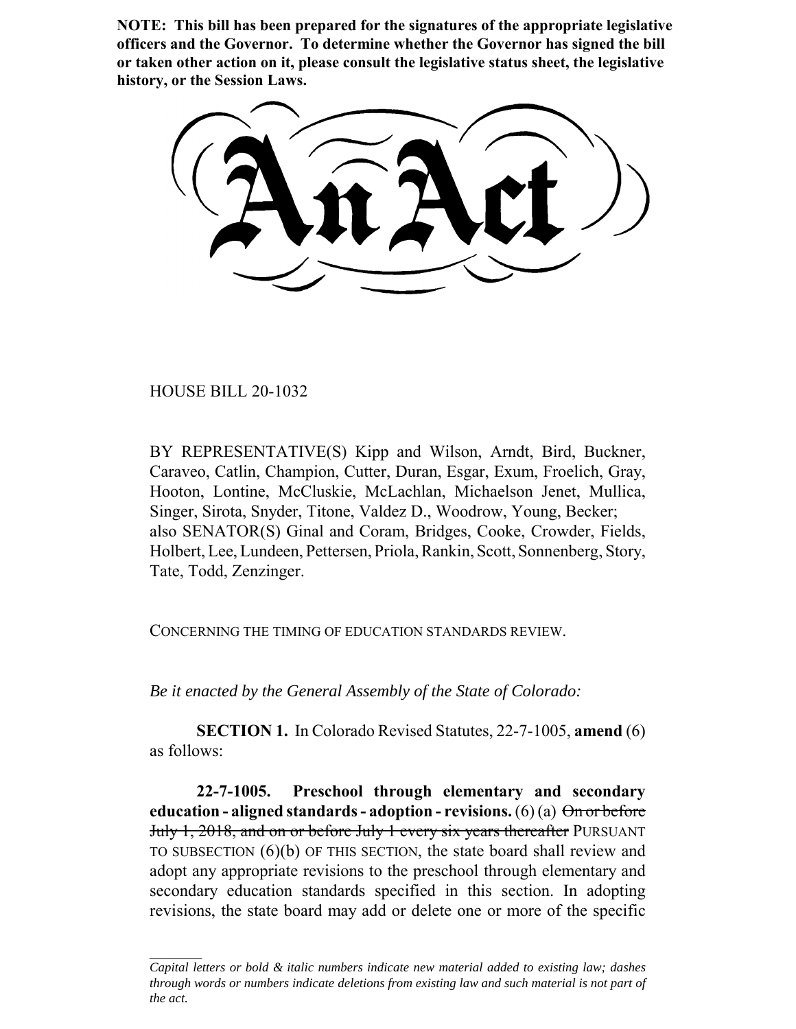**NOTE: This bill has been prepared for the signatures of the appropriate legislative officers and the Governor. To determine whether the Governor has signed the bill or taken other action on it, please consult the legislative status sheet, the legislative history, or the Session Laws.**

# An Act

HOUSE BILL 20-1032

BY REPRESENTATIVE(S) Kipp and Wilson, Arndt, Bird, Buckner, Caraveo, Catlin, Champion, Cutter, Duran, Esgar, Exum, Froelich, Gray, Hooton, Lontine, McCluskie, McLachlan, Michaelson Jenet, Mullica, Singer, Sirota, Snyder, Titone, Valdez D., Woodrow, Young, Becker; also SENATOR(S) Ginal and Coram, Bridges, Cooke, Crowder, Fields, Holbert, Lee, Lundeen, Pettersen, Priola, Rankin, Scott, Sonnenberg, Story, Tate, Todd, Zenzinger.

CONCERNING THE TIMING OF EDUCATION STANDARDS REVIEW.

*Be it enacted by the General Assembly of the State of Colorado:*

**SECTION 1.** In Colorado Revised Statutes, 22-7-1005, **amend** (6) as follows:

**22-7-1005. Preschool through elementary and secondary education - aligned standards - adoption - revisions.** (6) (a) ~~On or before July 1, 2018, and on or before July 1 every six years thereafter~~ PURSUANT TO SUBSECTION (6)(b) OF THIS SECTION, the state board shall review and adopt any appropriate revisions to the preschool through elementary and secondary education standards specified in this section. In adopting revisions, the state board may add or delete one or more of the specific

*Capital letters or bold & italic numbers indicate new material added to existing law; dashes through words or numbers indicate deletions from existing law and such material is not part of the act.*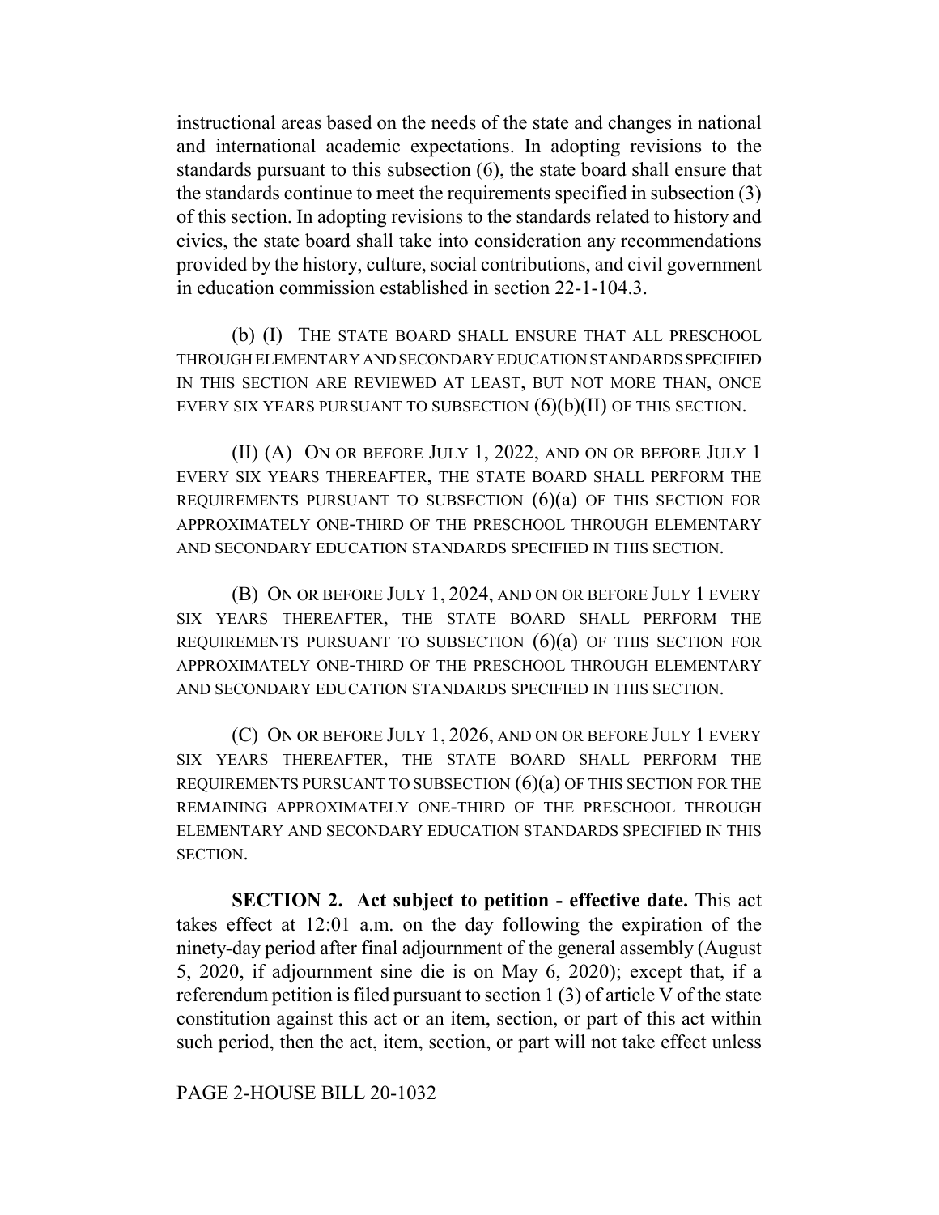instructional areas based on the needs of the state and changes in national and international academic expectations. In adopting revisions to the standards pursuant to this subsection (6), the state board shall ensure that the standards continue to meet the requirements specified in subsection (3) of this section. In adopting revisions to the standards related to history and civics, the state board shall take into consideration any recommendations provided by the history, culture, social contributions, and civil government in education commission established in section 22-1-104.3.

(b) (I) THE STATE BOARD SHALL ENSURE THAT ALL PRESCHOOL THROUGH ELEMENTARY AND SECONDARY EDUCATION STANDARDS SPECIFIED IN THIS SECTION ARE REVIEWED AT LEAST, BUT NOT MORE THAN, ONCE EVERY SIX YEARS PURSUANT TO SUBSECTION (6)(b)(II) OF THIS SECTION.

(II) (A) ON OR BEFORE JULY 1, 2022, AND ON OR BEFORE JULY 1 EVERY SIX YEARS THEREAFTER, THE STATE BOARD SHALL PERFORM THE REQUIREMENTS PURSUANT TO SUBSECTION (6)(a) OF THIS SECTION FOR APPROXIMATELY ONE-THIRD OF THE PRESCHOOL THROUGH ELEMENTARY AND SECONDARY EDUCATION STANDARDS SPECIFIED IN THIS SECTION.

(B) ON OR BEFORE JULY 1, 2024, AND ON OR BEFORE JULY 1 EVERY SIX YEARS THEREAFTER, THE STATE BOARD SHALL PERFORM THE REQUIREMENTS PURSUANT TO SUBSECTION (6)(a) OF THIS SECTION FOR APPROXIMATELY ONE-THIRD OF THE PRESCHOOL THROUGH ELEMENTARY AND SECONDARY EDUCATION STANDARDS SPECIFIED IN THIS SECTION.

(C) ON OR BEFORE JULY 1, 2026, AND ON OR BEFORE JULY 1 EVERY SIX YEARS THEREAFTER, THE STATE BOARD SHALL PERFORM THE REQUIREMENTS PURSUANT TO SUBSECTION (6)(a) OF THIS SECTION FOR THE REMAINING APPROXIMATELY ONE-THIRD OF THE PRESCHOOL THROUGH ELEMENTARY AND SECONDARY EDUCATION STANDARDS SPECIFIED IN THIS SECTION.

**SECTION 2. Act subject to petition - effective date.** This act takes effect at 12:01 a.m. on the day following the expiration of the ninety-day period after final adjournment of the general assembly (August 5, 2020, if adjournment sine die is on May 6, 2020); except that, if a referendum petition is filed pursuant to section 1 (3) of article V of the state constitution against this act or an item, section, or part of this act within such period, then the act, item, section, or part will not take effect unless

PAGE 2-HOUSE BILL 20-1032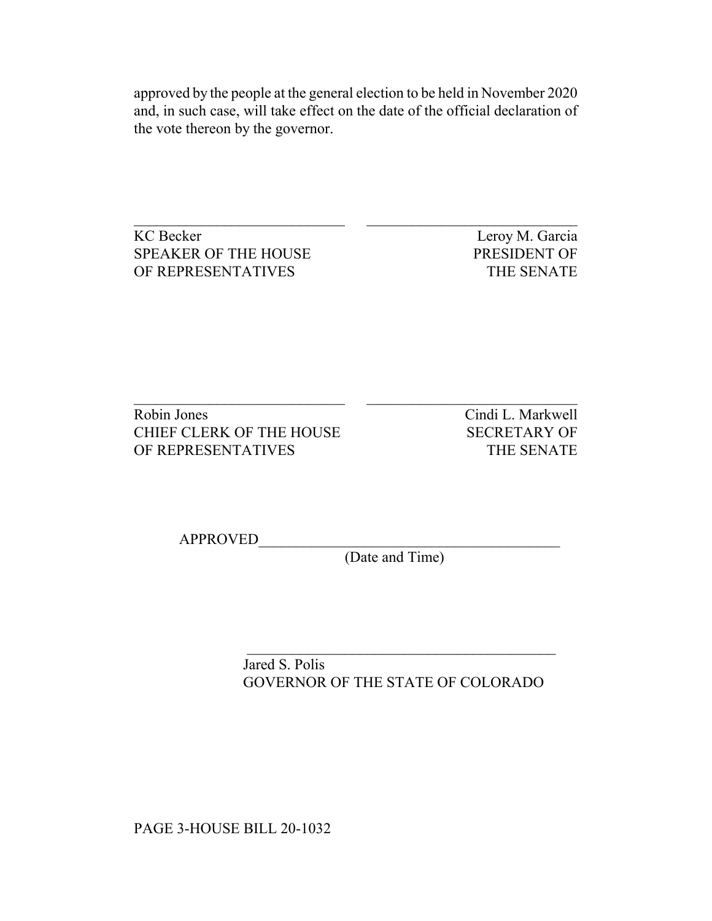approved by the people at the general election to be held in November 2020 and, in such case, will take effect on the date of the official declaration of the vote thereon by the governor.

| | |
|---|---|
| ____________________________ | ____________________________ |
| KC Becker | Leroy M. Garcia |
| SPEAKER OF THE HOUSE OF REPRESENTATIVES | PRESIDENT OF THE SENATE |

| | |
|---|---|
| ____________________________ | ____________________________ |
| Robin Jones | Cindi L. Markwell |
| CHIEF CLERK OF THE HOUSE OF REPRESENTATIVES | SECRETARY OF THE SENATE |

APPROVED________________________________________
(Date and Time)

_________________________________________
Jared S. Polis
GOVERNOR OF THE STATE OF COLORADO

PAGE 3-HOUSE BILL 20-1032